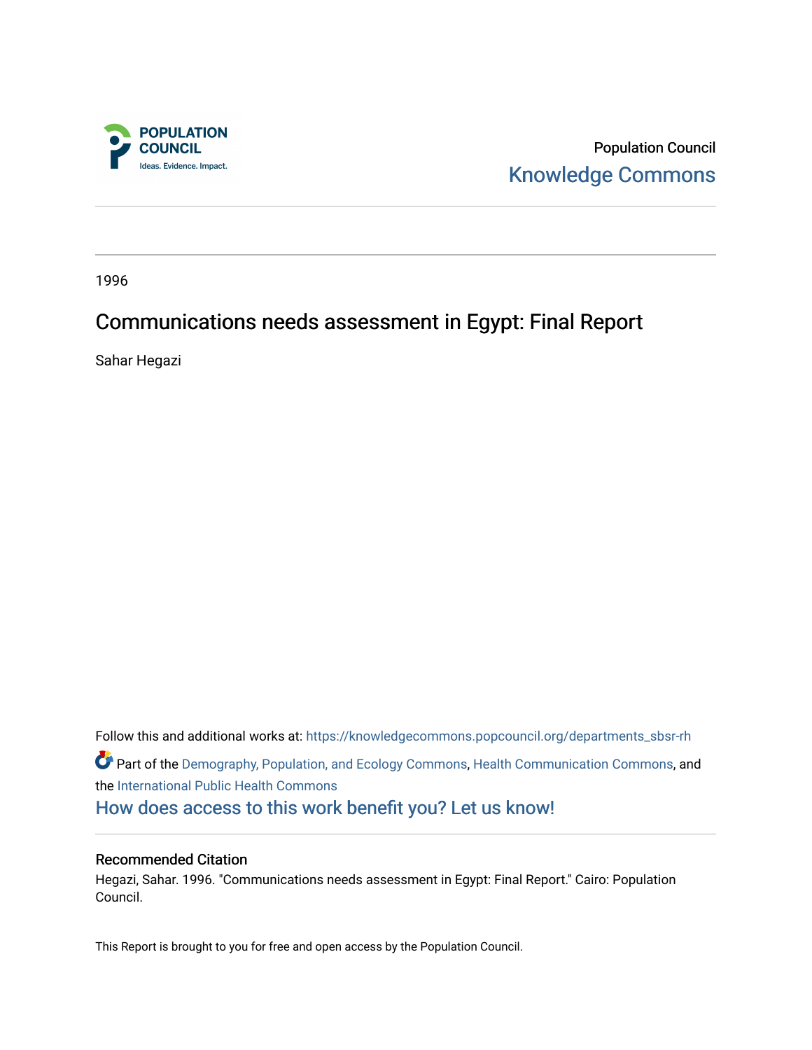POPULATION COUNCIL

Ideas. Evidence. Impact.

Population Council

Knowledge Commons

1996

# Communications needs assessment in Egypt: Final Report

Sahar Hegazi

Follow this and additional works at: https://knowledgecommons.popcouncil.org/departments_sbsr-rh

Part of the Demography, Population, and Ecology Commons, Health Communication Commons, and the International Public Health Commons

How does access to this work benefit you? Let us know!

### Recommended Citation

Hegazi, Sahar. 1996. "Communications needs assessment in Egypt: Final Report." Cairo: Population Council.

This Report is brought to you for free and open access by the Population Council.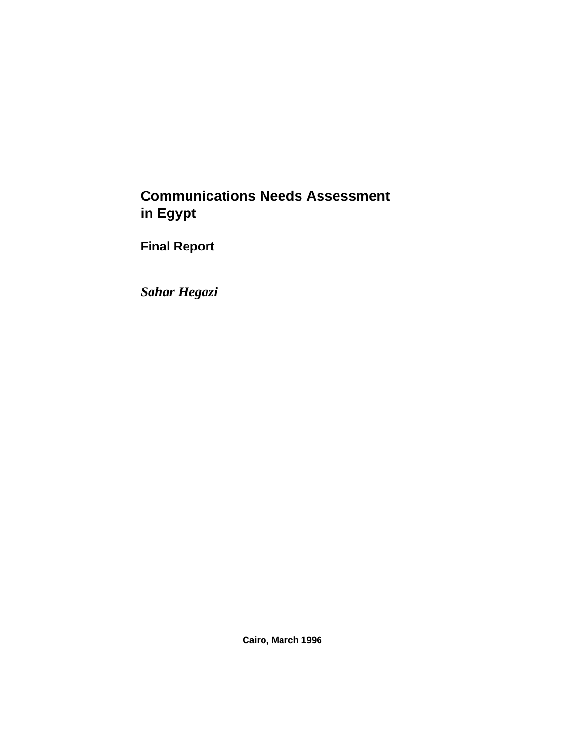# Communications Needs Assessment in Egypt

## Final Report

***Sahar Hegazi***

**Cairo, March 1996**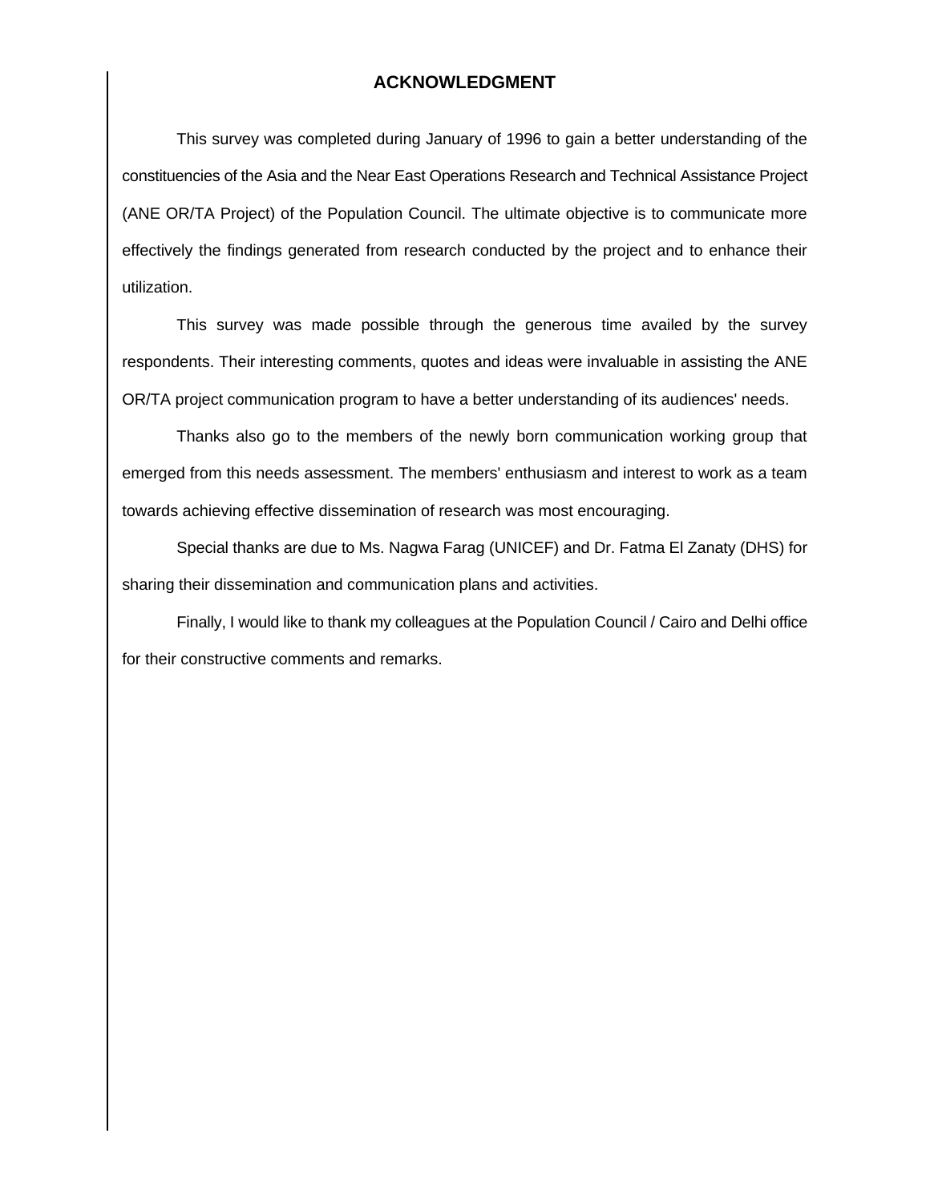# ACKNOWLEDGMENT

This survey was completed during January of 1996 to gain a better understanding of the constituencies of the Asia and the Near East Operations Research and Technical Assistance Project (ANE OR/TA Project) of the Population Council. The ultimate objective is to communicate more effectively the findings generated from research conducted by the project and to enhance their utilization.

This survey was made possible through the generous time availed by the survey respondents. Their interesting comments, quotes and ideas were invaluable in assisting the ANE OR/TA project communication program to have a better understanding of its audiences' needs.

Thanks also go to the members of the newly born communication working group that emerged from this needs assessment. The members' enthusiasm and interest to work as a team towards achieving effective dissemination of research was most encouraging.

Special thanks are due to Ms. Nagwa Farag (UNICEF) and Dr. Fatma El Zanaty (DHS) for sharing their dissemination and communication plans and activities.

Finally, I would like to thank my colleagues at the Population Council / Cairo and Delhi office for their constructive comments and remarks.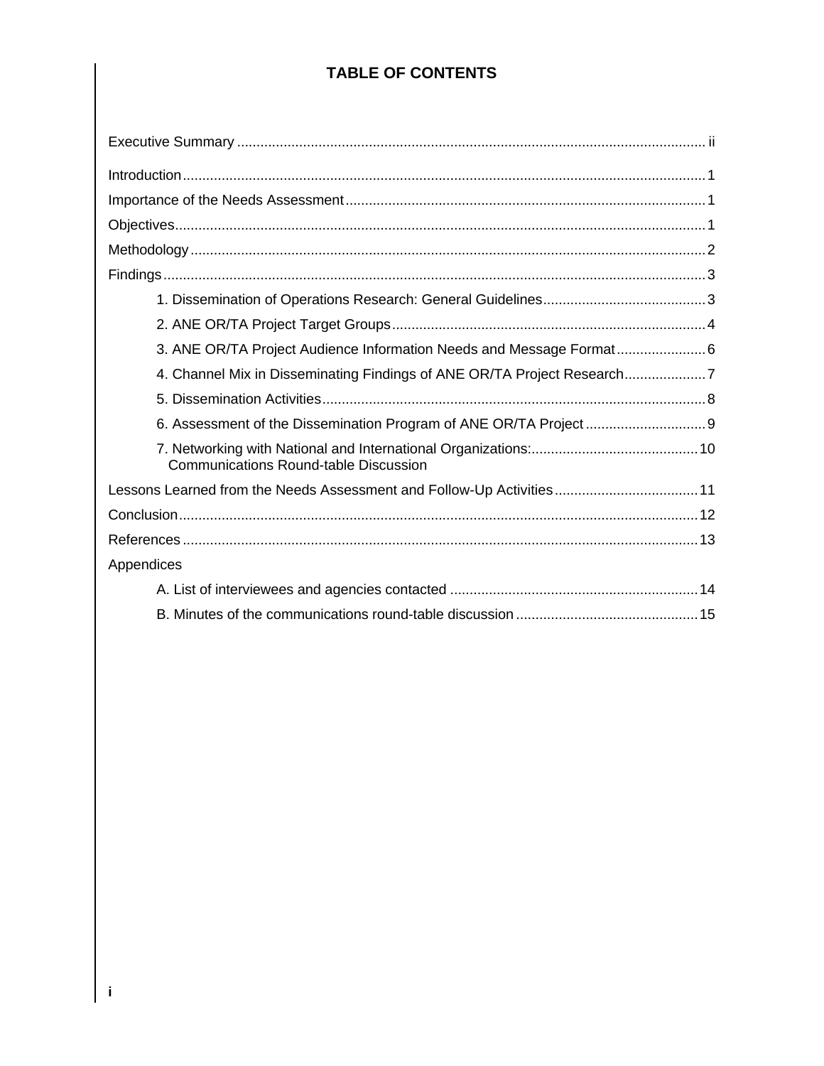# TABLE OF CONTENTS

Executive Summary ........................................................................................................ ii

Introduction ........................................................................................................ 1

Importance of the Needs Assessment ........................................................................................................ 1

Objectives ........................................................................................................ 1

Methodology ........................................................................................................ 2

Findings ........................................................................................................ 3

- 1. Dissemination of Operations Research: General Guidelines ........................................ 3
- 2. ANE OR/TA Project Target Groups ........................................ 4
- 3. ANE OR/TA Project Audience Information Needs and Message Format ........................................ 6
- 4. Channel Mix in Disseminating Findings of ANE OR/TA Project Research ........................................ 7
- 5. Dissemination Activities ........................................ 8
- 6. Assessment of the Dissemination Program of ANE OR/TA Project ........................................ 9
- 7. Networking with National and International Organizations: Communications Round-table Discussion ........................................ 10

Lessons Learned from the Needs Assessment and Follow-Up Activities ........................................ 11

Conclusion ........................................................................................................ 12

References ........................................................................................................ 13

Appendices

- A. List of interviewees and agencies contacted ........................................ 14
- B. Minutes of the communications round-table discussion ........................................ 15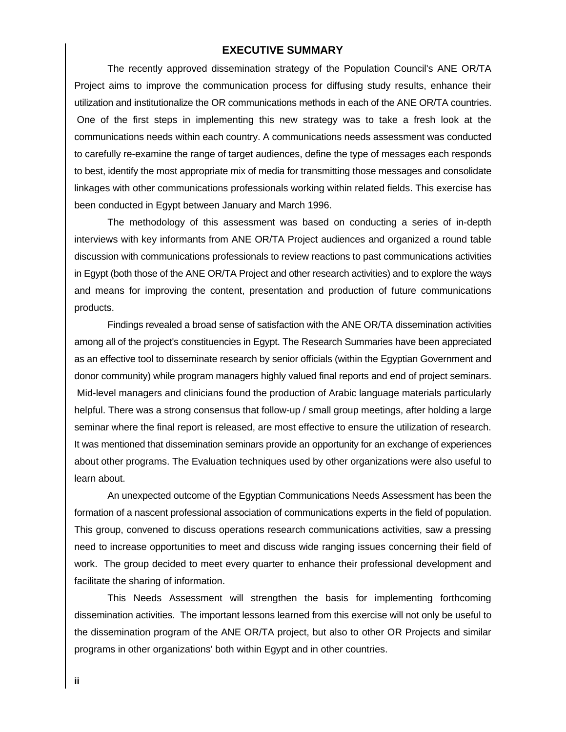# EXECUTIVE SUMMARY

The recently approved dissemination strategy of the Population Council's ANE OR/TA Project aims to improve the communication process for diffusing study results, enhance their utilization and institutionalize the OR communications methods in each of the ANE OR/TA countries. One of the first steps in implementing this new strategy was to take a fresh look at the communications needs within each country. A communications needs assessment was conducted to carefully re-examine the range of target audiences, define the type of messages each responds to best, identify the most appropriate mix of media for transmitting those messages and consolidate linkages with other communications professionals working within related fields. This exercise has been conducted in Egypt between January and March 1996.

The methodology of this assessment was based on conducting a series of in-depth interviews with key informants from ANE OR/TA Project audiences and organized a round table discussion with communications professionals to review reactions to past communications activities in Egypt (both those of the ANE OR/TA Project and other research activities) and to explore the ways and means for improving the content, presentation and production of future communications products.

Findings revealed a broad sense of satisfaction with the ANE OR/TA dissemination activities among all of the project's constituencies in Egypt. The Research Summaries have been appreciated as an effective tool to disseminate research by senior officials (within the Egyptian Government and donor community) while program managers highly valued final reports and end of project seminars. Mid-level managers and clinicians found the production of Arabic language materials particularly helpful. There was a strong consensus that follow-up / small group meetings, after holding a large seminar where the final report is released, are most effective to ensure the utilization of research. It was mentioned that dissemination seminars provide an opportunity for an exchange of experiences about other programs. The Evaluation techniques used by other organizations were also useful to learn about.

An unexpected outcome of the Egyptian Communications Needs Assessment has been the formation of a nascent professional association of communications experts in the field of population. This group, convened to discuss operations research communications activities, saw a pressing need to increase opportunities to meet and discuss wide ranging issues concerning their field of work. The group decided to meet every quarter to enhance their professional development and facilitate the sharing of information.

This Needs Assessment will strengthen the basis for implementing forthcoming dissemination activities. The important lessons learned from this exercise will not only be useful to the dissemination program of the ANE OR/TA project, but also to other OR Projects and similar programs in other organizations' both within Egypt and in other countries.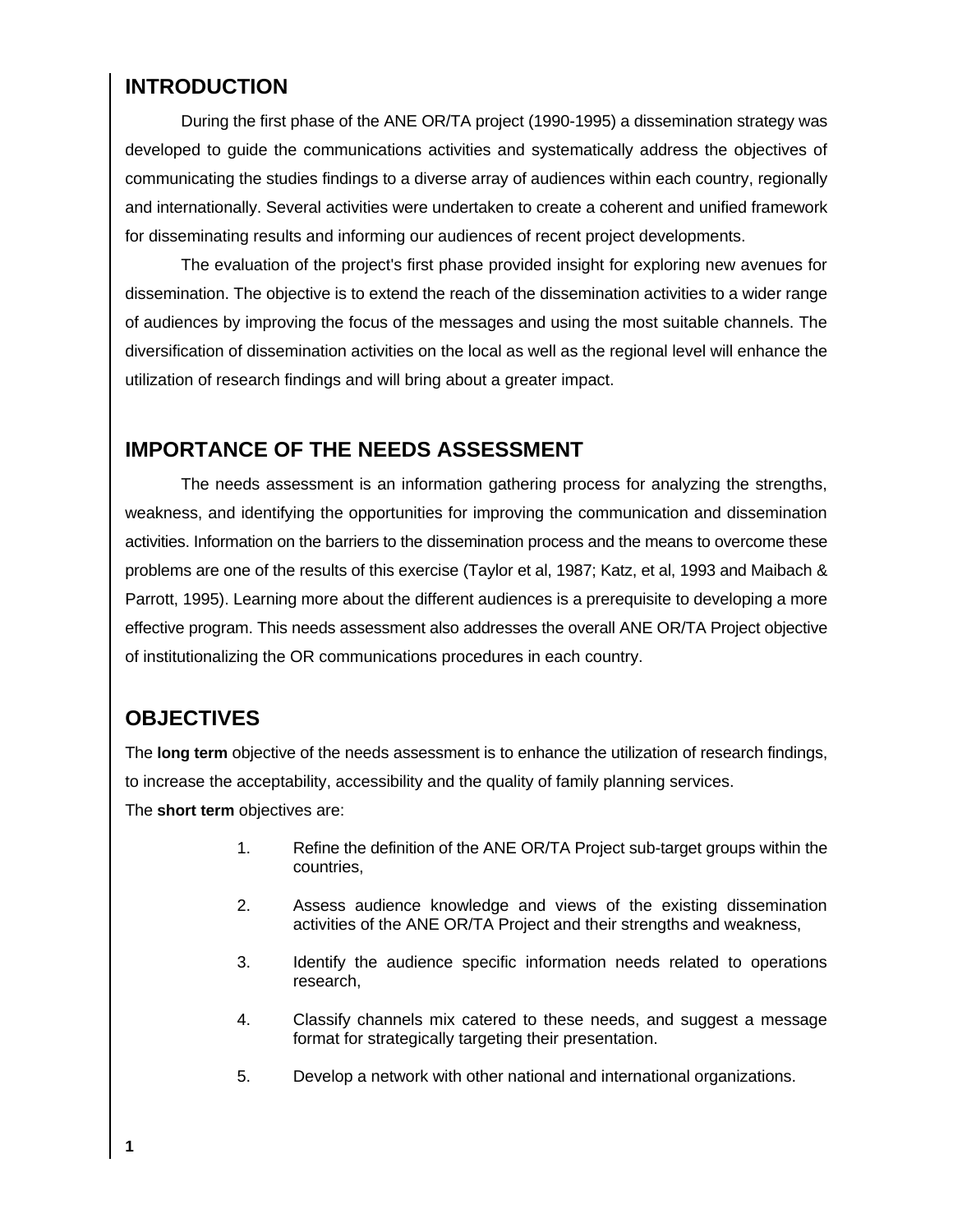## INTRODUCTION

During the first phase of the ANE OR/TA project (1990-1995) a dissemination strategy was developed to guide the communications activities and systematically address the objectives of communicating the studies findings to a diverse array of audiences within each country, regionally and internationally. Several activities were undertaken to create a coherent and unified framework for disseminating results and informing our audiences of recent project developments.

The evaluation of the project's first phase provided insight for exploring new avenues for dissemination. The objective is to extend the reach of the dissemination activities to a wider range of audiences by improving the focus of the messages and using the most suitable channels. The diversification of dissemination activities on the local as well as the regional level will enhance the utilization of research findings and will bring about a greater impact.

## IMPORTANCE OF THE NEEDS ASSESSMENT

The needs assessment is an information gathering process for analyzing the strengths, weakness, and identifying the opportunities for improving the communication and dissemination activities. Information on the barriers to the dissemination process and the means to overcome these problems are one of the results of this exercise (Taylor et al, 1987; Katz, et al, 1993 and Maibach & Parrott, 1995). Learning more about the different audiences is a prerequisite to developing a more effective program. This needs assessment also addresses the overall ANE OR/TA Project objective of institutionalizing the OR communications procedures in each country.

## OBJECTIVES

The **long term** objective of the needs assessment is to enhance the utilization of research findings, to increase the acceptability, accessibility and the quality of family planning services.

The **short term** objectives are:

1. Refine the definition of the ANE OR/TA Project sub-target groups within the countries,
2. Assess audience knowledge and views of the existing dissemination activities of the ANE OR/TA Project and their strengths and weakness,
3. Identify the audience specific information needs related to operations research,
4. Classify channels mix catered to these needs, and suggest a message format for strategically targeting their presentation.
5. Develop a network with other national and international organizations.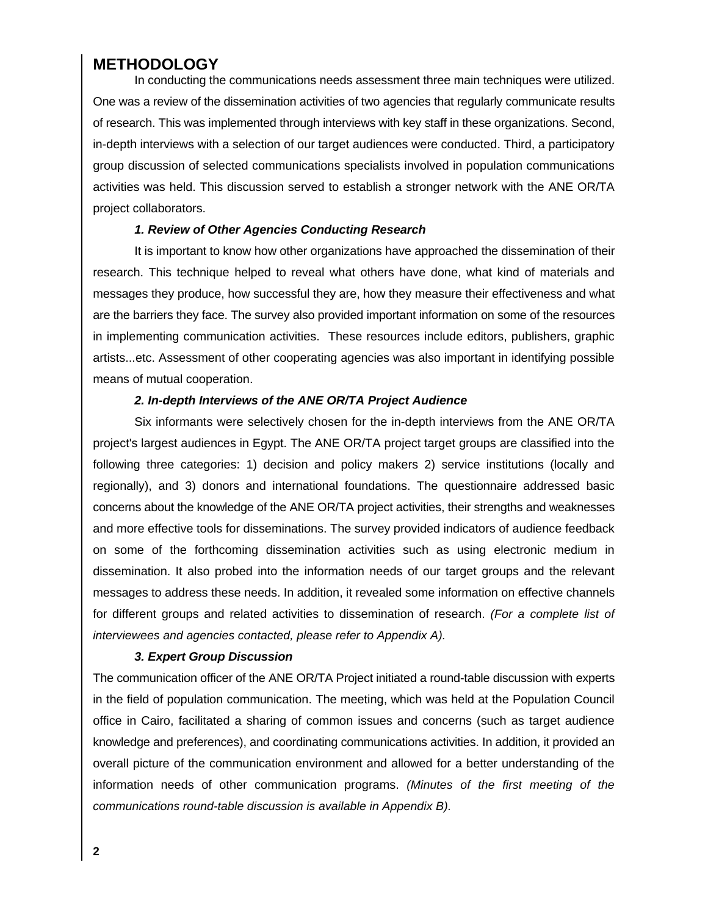# METHODOLOGY

In conducting the communications needs assessment three main techniques were utilized. One was a review of the dissemination activities of two agencies that regularly communicate results of research. This was implemented through interviews with key staff in these organizations. Second, in-depth interviews with a selection of our target audiences were conducted. Third, a participatory group discussion of selected communications specialists involved in population communications activities was held. This discussion served to establish a stronger network with the ANE OR/TA project collaborators.

### *1. Review of Other Agencies Conducting Research*

It is important to know how other organizations have approached the dissemination of their research. This technique helped to reveal what others have done, what kind of materials and messages they produce, how successful they are, how they measure their effectiveness and what are the barriers they face. The survey also provided important information on some of the resources in implementing communication activities. These resources include editors, publishers, graphic artists...etc. Assessment of other cooperating agencies was also important in identifying possible means of mutual cooperation.

### *2. In-depth Interviews of the ANE OR/TA Project Audience*

Six informants were selectively chosen for the in-depth interviews from the ANE OR/TA project's largest audiences in Egypt. The ANE OR/TA project target groups are classified into the following three categories: 1) decision and policy makers 2) service institutions (locally and regionally), and 3) donors and international foundations. The questionnaire addressed basic concerns about the knowledge of the ANE OR/TA project activities, their strengths and weaknesses and more effective tools for disseminations. The survey provided indicators of audience feedback on some of the forthcoming dissemination activities such as using electronic medium in dissemination. It also probed into the information needs of our target groups and the relevant messages to address these needs. In addition, it revealed some information on effective channels for different groups and related activities to dissemination of research. *(For a complete list of interviewees and agencies contacted, please refer to Appendix A).*

### *3. Expert Group Discussion*

The communication officer of the ANE OR/TA Project initiated a round-table discussion with experts in the field of population communication. The meeting, which was held at the Population Council office in Cairo, facilitated a sharing of common issues and concerns (such as target audience knowledge and preferences), and coordinating communications activities. In addition, it provided an overall picture of the communication environment and allowed for a better understanding of the information needs of other communication programs. *(Minutes of the first meeting of the communications round-table discussion is available in Appendix B).*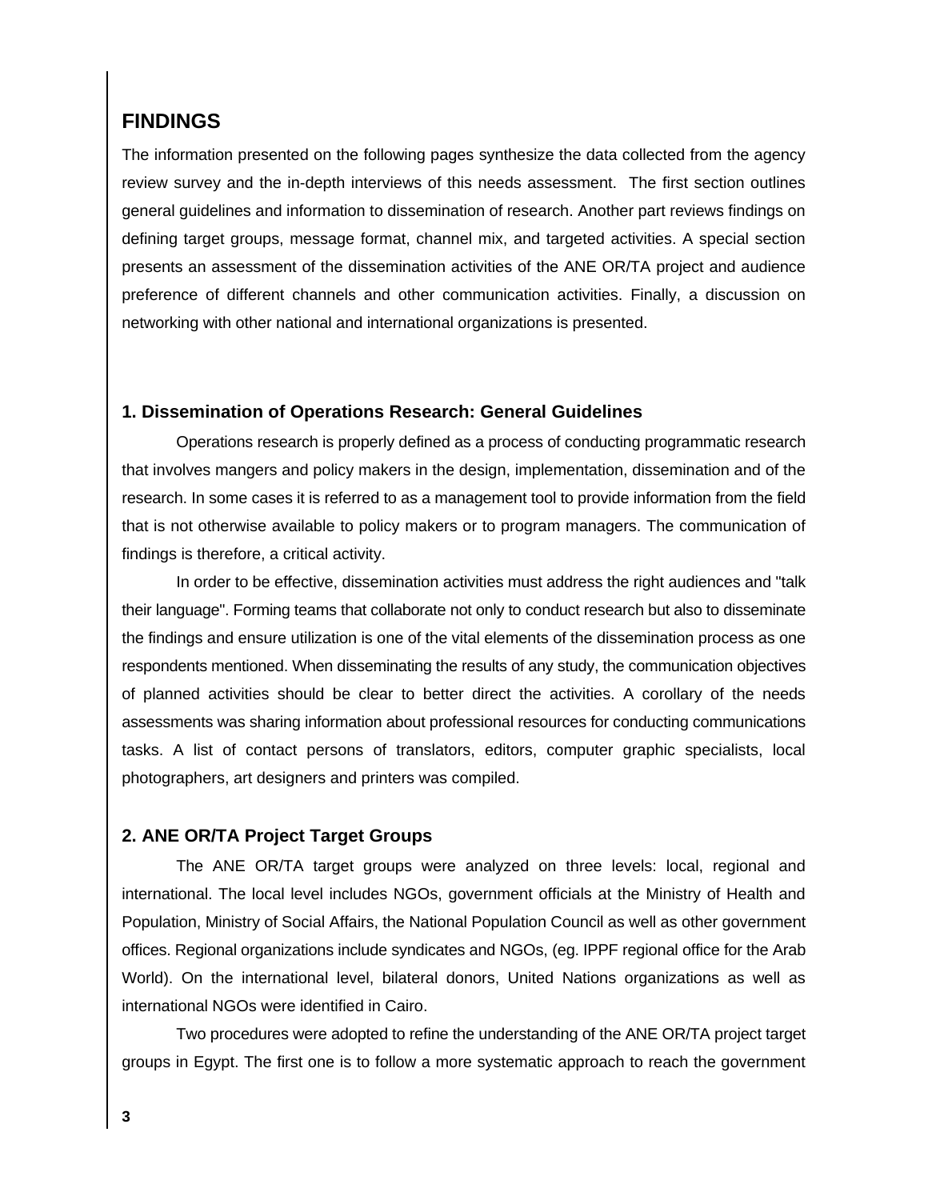## FINDINGS

The information presented on the following pages synthesize the data collected from the agency review survey and the in-depth interviews of this needs assessment.  The first section outlines general guidelines and information to dissemination of research. Another part reviews findings on defining target groups, message format, channel mix, and targeted activities. A special section presents an assessment of the dissemination activities of the ANE OR/TA project and audience preference of different channels and other communication activities. Finally, a discussion on networking with other national and international organizations is presented.

### 1. Dissemination of Operations Research: General Guidelines

Operations research is properly defined as a process of conducting programmatic research that involves mangers and policy makers in the design, implementation, dissemination and of the research. In some cases it is referred to as a management tool to provide information from the field that is not otherwise available to policy makers or to program managers. The communication of findings is therefore, a critical activity.

In order to be effective, dissemination activities must address the right audiences and "talk their language". Forming teams that collaborate not only to conduct research but also to disseminate the findings and ensure utilization is one of the vital elements of the dissemination process as one respondents mentioned. When disseminating the results of any study, the communication objectives of planned activities should be clear to better direct the activities. A corollary of the needs assessments was sharing information about professional resources for conducting communications tasks. A list of contact persons of translators, editors, computer graphic specialists, local photographers, art designers and printers was compiled.

### 2. ANE OR/TA Project Target Groups

The ANE OR/TA target groups were analyzed on three levels: local, regional and international. The local level includes NGOs, government officials at the Ministry of Health and Population, Ministry of Social Affairs, the National Population Council as well as other government offices. Regional organizations include syndicates and NGOs, (eg. IPPF regional office for the Arab World). On the international level, bilateral donors, United Nations organizations as well as international NGOs were identified in Cairo.

Two procedures were adopted to refine the understanding of the ANE OR/TA project target groups in Egypt. The first one is to follow a more systematic approach to reach the government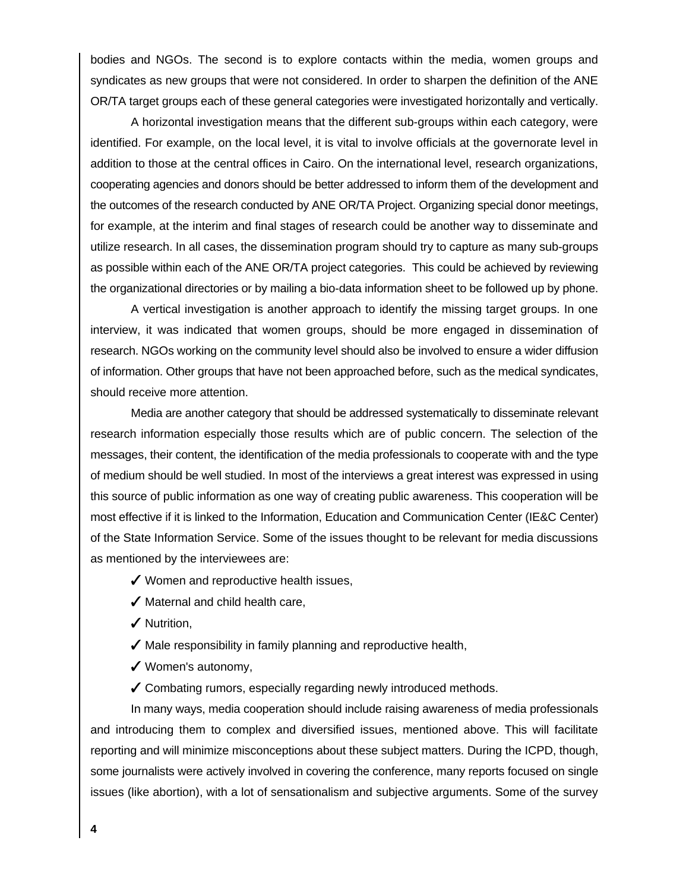bodies and NGOs. The second is to explore contacts within the media, women groups and syndicates as new groups that were not considered. In order to sharpen the definition of the ANE OR/TA target groups each of these general categories were investigated horizontally and vertically.

A horizontal investigation means that the different sub-groups within each category, were identified. For example, on the local level, it is vital to involve officials at the governorate level in addition to those at the central offices in Cairo. On the international level, research organizations, cooperating agencies and donors should be better addressed to inform them of the development and the outcomes of the research conducted by ANE OR/TA Project. Organizing special donor meetings, for example, at the interim and final stages of research could be another way to disseminate and utilize research. In all cases, the dissemination program should try to capture as many sub-groups as possible within each of the ANE OR/TA project categories. This could be achieved by reviewing the organizational directories or by mailing a bio-data information sheet to be followed up by phone.

A vertical investigation is another approach to identify the missing target groups. In one interview, it was indicated that women groups, should be more engaged in dissemination of research. NGOs working on the community level should also be involved to ensure a wider diffusion of information. Other groups that have not been approached before, such as the medical syndicates, should receive more attention.

Media are another category that should be addressed systematically to disseminate relevant research information especially those results which are of public concern. The selection of the messages, their content, the identification of the media professionals to cooperate with and the type of medium should be well studied. In most of the interviews a great interest was expressed in using this source of public information as one way of creating public awareness. This cooperation will be most effective if it is linked to the Information, Education and Communication Center (IE&C Center) of the State Information Service. Some of the issues thought to be relevant for media discussions as mentioned by the interviewees are:

- ✓ Women and reproductive health issues,
- ✓ Maternal and child health care,
- ✓ Nutrition,
- ✓ Male responsibility in family planning and reproductive health,
- ✓ Women's autonomy,
- ✓ Combating rumors, especially regarding newly introduced methods.

In many ways, media cooperation should include raising awareness of media professionals and introducing them to complex and diversified issues, mentioned above. This will facilitate reporting and will minimize misconceptions about these subject matters. During the ICPD, though, some journalists were actively involved in covering the conference, many reports focused on single issues (like abortion), with a lot of sensationalism and subjective arguments. Some of the survey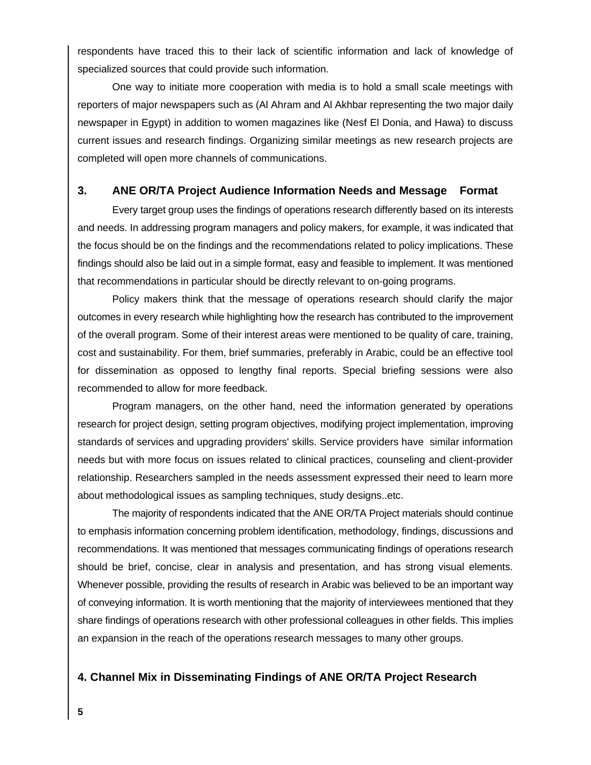respondents have traced this to their lack of scientific information and lack of knowledge of specialized sources that could provide such information.

One way to initiate more cooperation with media is to hold a small scale meetings with reporters of major newspapers such as (Al Ahram and Al Akhbar representing the two major daily newspaper in Egypt) in addition to women magazines like (Nesf El Donia, and Hawa) to discuss current issues and research findings. Organizing similar meetings as new research projects are completed will open more channels of communications.

## 3. ANE OR/TA Project Audience Information Needs and Message Format

Every target group uses the findings of operations research differently based on its interests and needs. In addressing program managers and policy makers, for example, it was indicated that the focus should be on the findings and the recommendations related to policy implications. These findings should also be laid out in a simple format, easy and feasible to implement. It was mentioned that recommendations in particular should be directly relevant to on-going programs.

Policy makers think that the message of operations research should clarify the major outcomes in every research while highlighting how the research has contributed to the improvement of the overall program. Some of their interest areas were mentioned to be quality of care, training, cost and sustainability. For them, brief summaries, preferably in Arabic, could be an effective tool for dissemination as opposed to lengthy final reports. Special briefing sessions were also recommended to allow for more feedback.

Program managers, on the other hand, need the information generated by operations research for project design, setting program objectives, modifying project implementation, improving standards of services and upgrading providers' skills. Service providers have similar information needs but with more focus on issues related to clinical practices, counseling and client-provider relationship. Researchers sampled in the needs assessment expressed their need to learn more about methodological issues as sampling techniques, study designs..etc.

The majority of respondents indicated that the ANE OR/TA Project materials should continue to emphasis information concerning problem identification, methodology, findings, discussions and recommendations. It was mentioned that messages communicating findings of operations research should be brief, concise, clear in analysis and presentation, and has strong visual elements. Whenever possible, providing the results of research in Arabic was believed to be an important way of conveying information. It is worth mentioning that the majority of interviewees mentioned that they share findings of operations research with other professional colleagues in other fields. This implies an expansion in the reach of the operations research messages to many other groups.

## 4. Channel Mix in Disseminating Findings of ANE OR/TA Project Research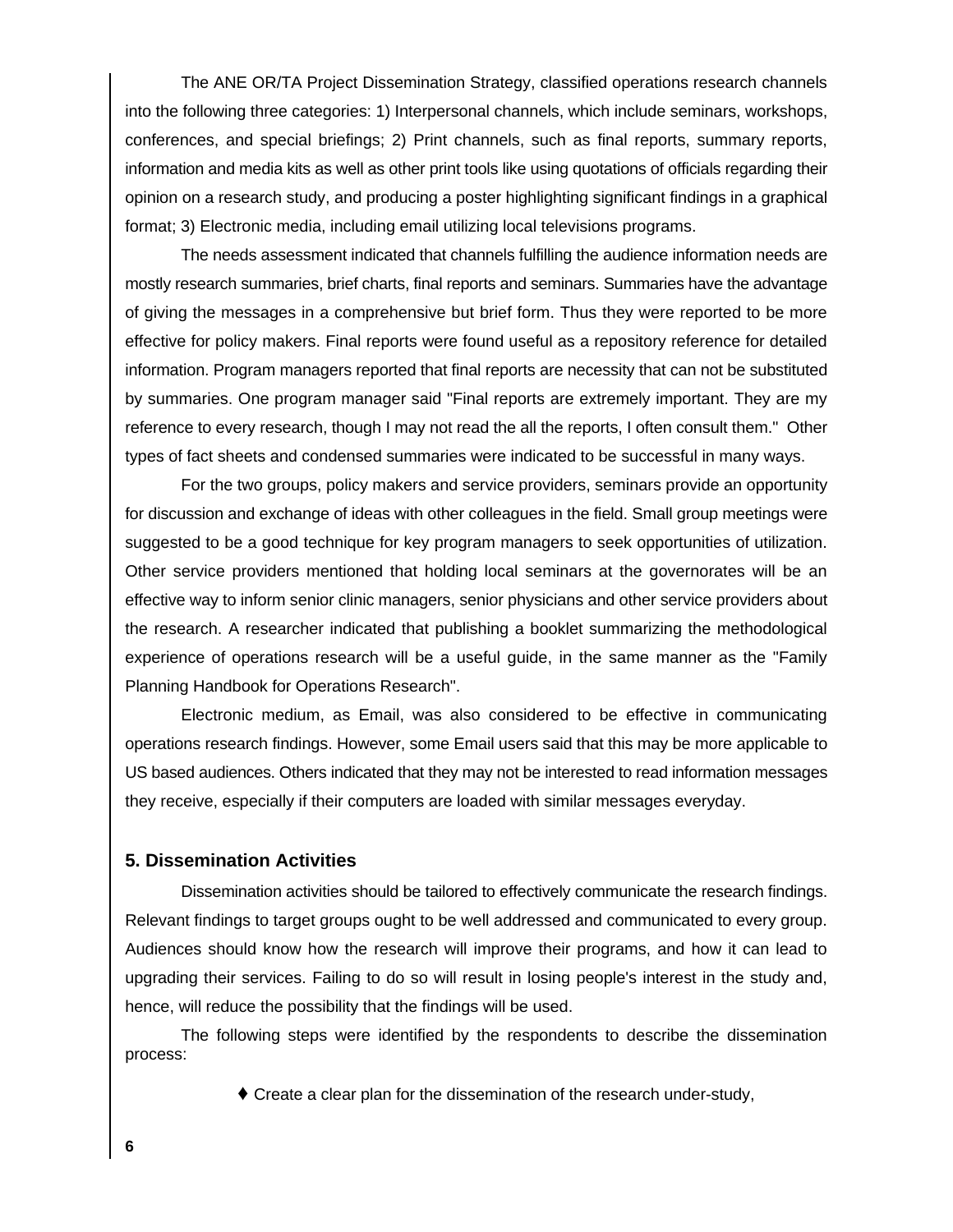The ANE OR/TA Project Dissemination Strategy, classified operations research channels into the following three categories: 1) Interpersonal channels, which include seminars, workshops, conferences, and special briefings; 2) Print channels, such as final reports, summary reports, information and media kits as well as other print tools like using quotations of officials regarding their opinion on a research study, and producing a poster highlighting significant findings in a graphical format; 3) Electronic media, including email utilizing local televisions programs.

The needs assessment indicated that channels fulfilling the audience information needs are mostly research summaries, brief charts, final reports and seminars. Summaries have the advantage of giving the messages in a comprehensive but brief form. Thus they were reported to be more effective for policy makers. Final reports were found useful as a repository reference for detailed information. Program managers reported that final reports are necessity that can not be substituted by summaries. One program manager said "Final reports are extremely important. They are my reference to every research, though I may not read the all the reports, I often consult them." Other types of fact sheets and condensed summaries were indicated to be successful in many ways.

For the two groups, policy makers and service providers, seminars provide an opportunity for discussion and exchange of ideas with other colleagues in the field. Small group meetings were suggested to be a good technique for key program managers to seek opportunities of utilization. Other service providers mentioned that holding local seminars at the governorates will be an effective way to inform senior clinic managers, senior physicians and other service providers about the research. A researcher indicated that publishing a booklet summarizing the methodological experience of operations research will be a useful guide, in the same manner as the "Family Planning Handbook for Operations Research".

Electronic medium, as Email, was also considered to be effective in communicating operations research findings. However, some Email users said that this may be more applicable to US based audiences. Others indicated that they may not be interested to read information messages they receive, especially if their computers are loaded with similar messages everyday.

## 5. Dissemination Activities

Dissemination activities should be tailored to effectively communicate the research findings. Relevant findings to target groups ought to be well addressed and communicated to every group. Audiences should know how the research will improve their programs, and how it can lead to upgrading their services. Failing to do so will result in losing people's interest in the study and, hence, will reduce the possibility that the findings will be used.

The following steps were identified by the respondents to describe the dissemination process:

- Create a clear plan for the dissemination of the research under-study,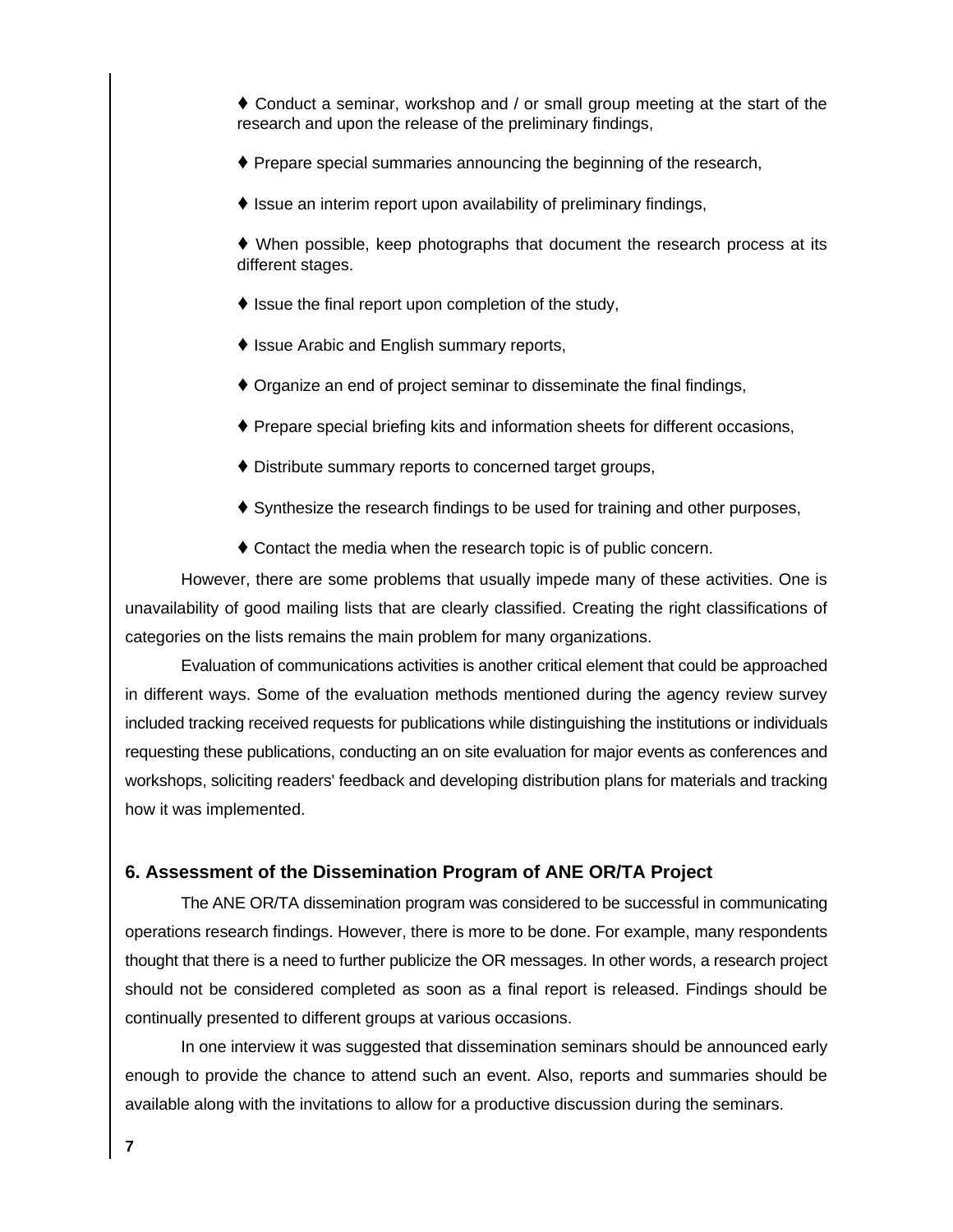- ♦ Conduct a seminar, workshop and / or small group meeting at the start of the research and upon the release of the preliminary findings,
- ♦ Prepare special summaries announcing the beginning of the research,
- ♦ Issue an interim report upon availability of preliminary findings,
- ♦ When possible, keep photographs that document the research process at its different stages.
- ♦ Issue the final report upon completion of the study,
- ♦ Issue Arabic and English summary reports,
- ♦ Organize an end of project seminar to disseminate the final findings,
- ♦ Prepare special briefing kits and information sheets for different occasions,
- ♦ Distribute summary reports to concerned target groups,
- ♦ Synthesize the research findings to be used for training and other purposes,
- ♦ Contact the media when the research topic is of public concern.

However, there are some problems that usually impede many of these activities. One is unavailability of good mailing lists that are clearly classified. Creating the right classifications of categories on the lists remains the main problem for many organizations.

Evaluation of communications activities is another critical element that could be approached in different ways. Some of the evaluation methods mentioned during the agency review survey included tracking received requests for publications while distinguishing the institutions or individuals requesting these publications, conducting an on site evaluation for major events as conferences and workshops, soliciting readers' feedback and developing distribution plans for materials and tracking how it was implemented.

## 6. Assessment of the Dissemination Program of ANE OR/TA Project

The ANE OR/TA dissemination program was considered to be successful in communicating operations research findings. However, there is more to be done. For example, many respondents thought that there is a need to further publicize the OR messages. In other words, a research project should not be considered completed as soon as a final report is released. Findings should be continually presented to different groups at various occasions.

In one interview it was suggested that dissemination seminars should be announced early enough to provide the chance to attend such an event. Also, reports and summaries should be available along with the invitations to allow for a productive discussion during the seminars.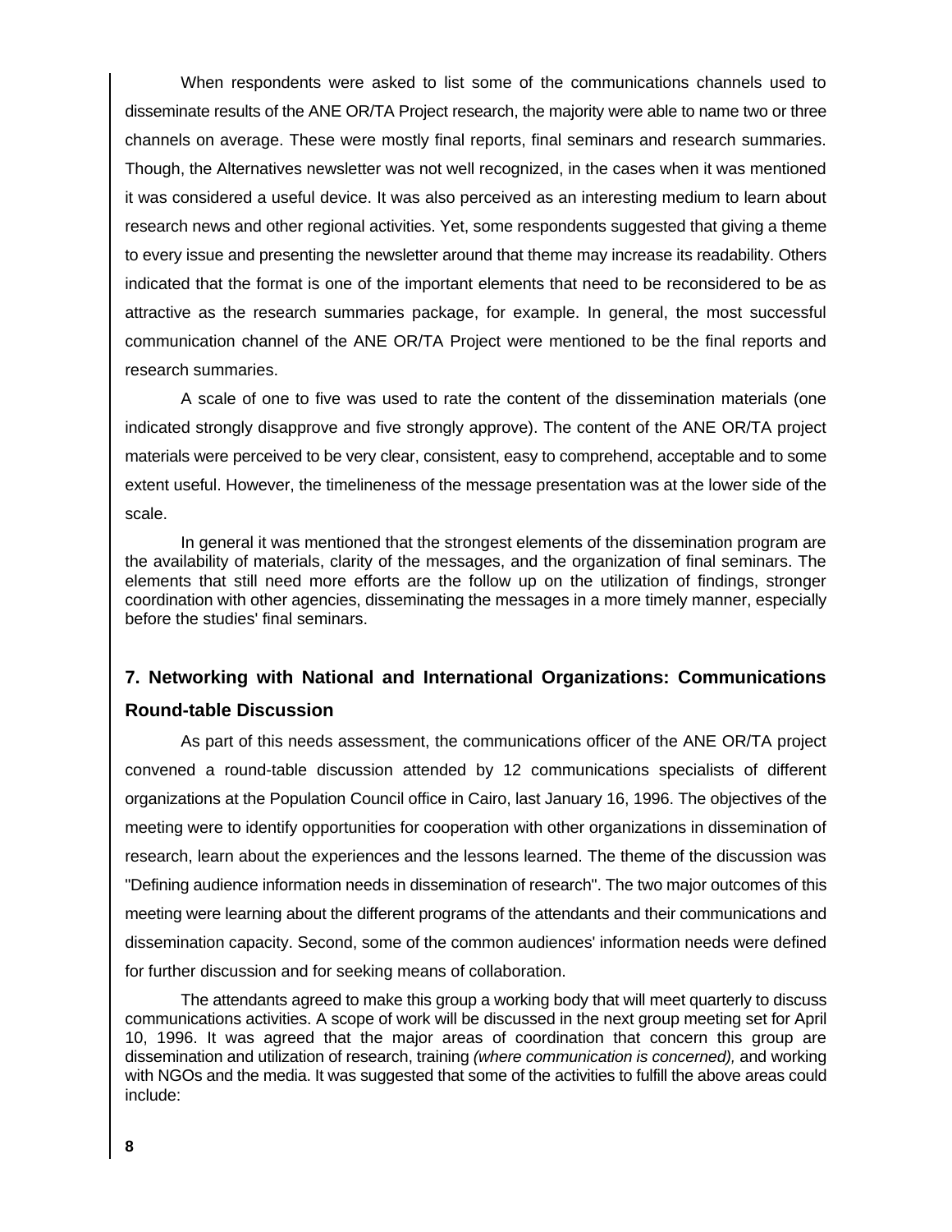When respondents were asked to list some of the communications channels used to disseminate results of the ANE OR/TA Project research, the majority were able to name two or three channels on average. These were mostly final reports, final seminars and research summaries. Though, the Alternatives newsletter was not well recognized, in the cases when it was mentioned it was considered a useful device. It was also perceived as an interesting medium to learn about research news and other regional activities. Yet, some respondents suggested that giving a theme to every issue and presenting the newsletter around that theme may increase its readability. Others indicated that the format is one of the important elements that need to be reconsidered to be as attractive as the research summaries package, for example. In general, the most successful communication channel of the ANE OR/TA Project were mentioned to be the final reports and research summaries.

A scale of one to five was used to rate the content of the dissemination materials (one indicated strongly disapprove and five strongly approve). The content of the ANE OR/TA project materials were perceived to be very clear, consistent, easy to comprehend, acceptable and to some extent useful. However, the timeliness of the message presentation was at the lower side of the scale.

In general it was mentioned that the strongest elements of the dissemination program are the availability of materials, clarity of the messages, and the organization of final seminars. The elements that still need more efforts are the follow up on the utilization of findings, stronger coordination with other agencies, disseminating the messages in a more timely manner, especially before the studies' final seminars.

## 7. Networking with National and International Organizations: Communications Round-table Discussion

As part of this needs assessment, the communications officer of the ANE OR/TA project convened a round-table discussion attended by 12 communications specialists of different organizations at the Population Council office in Cairo, last January 16, 1996. The objectives of the meeting were to identify opportunities for cooperation with other organizations in dissemination of research, learn about the experiences and the lessons learned. The theme of the discussion was "Defining audience information needs in dissemination of research". The two major outcomes of this meeting were learning about the different programs of the attendants and their communications and dissemination capacity. Second, some of the common audiences' information needs were defined for further discussion and for seeking means of collaboration.

The attendants agreed to make this group a working body that will meet quarterly to discuss communications activities. A scope of work will be discussed in the next group meeting set for April 10, 1996. It was agreed that the major areas of coordination that concern this group are dissemination and utilization of research, training *(where communication is concerned),* and working with NGOs and the media. It was suggested that some of the activities to fulfill the above areas could include: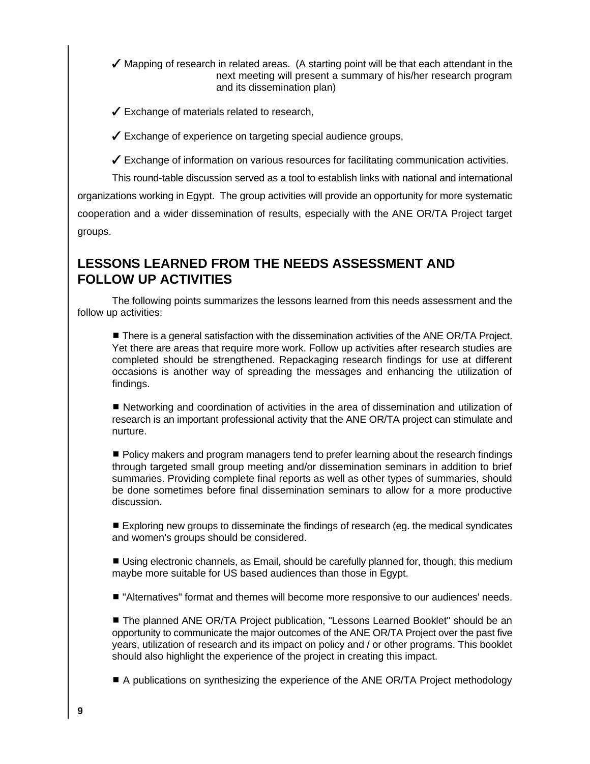✓ Mapping of research in related areas. (A starting point will be that each attendant in the next meeting will present a summary of his/her research program and its dissemination plan)

✓ Exchange of materials related to research,

✓ Exchange of experience on targeting special audience groups,

✓ Exchange of information on various resources for facilitating communication activities.

This round-table discussion served as a tool to establish links with national and international organizations working in Egypt. The group activities will provide an opportunity for more systematic cooperation and a wider dissemination of results, especially with the ANE OR/TA Project target groups.

## LESSONS LEARNED FROM THE NEEDS ASSESSMENT AND FOLLOW UP ACTIVITIES

The following points summarizes the lessons learned from this needs assessment and the follow up activities:

- There is a general satisfaction with the dissemination activities of the ANE OR/TA Project. Yet there are areas that require more work. Follow up activities after research studies are completed should be strengthened. Repackaging research findings for use at different occasions is another way of spreading the messages and enhancing the utilization of findings.

- Networking and coordination of activities in the area of dissemination and utilization of research is an important professional activity that the ANE OR/TA project can stimulate and nurture.

- Policy makers and program managers tend to prefer learning about the research findings through targeted small group meeting and/or dissemination seminars in addition to brief summaries. Providing complete final reports as well as other types of summaries, should be done sometimes before final dissemination seminars to allow for a more productive discussion.

- Exploring new groups to disseminate the findings of research (eg. the medical syndicates and women's groups should be considered.

- Using electronic channels, as Email, should be carefully planned for, though, this medium maybe more suitable for US based audiences than those in Egypt.

- "Alternatives" format and themes will become more responsive to our audiences' needs.

- The planned ANE OR/TA Project publication, "Lessons Learned Booklet" should be an opportunity to communicate the major outcomes of the ANE OR/TA Project over the past five years, utilization of research and its impact on policy and / or other programs. This booklet should also highlight the experience of the project in creating this impact.

- A publications on synthesizing the experience of the ANE OR/TA Project methodology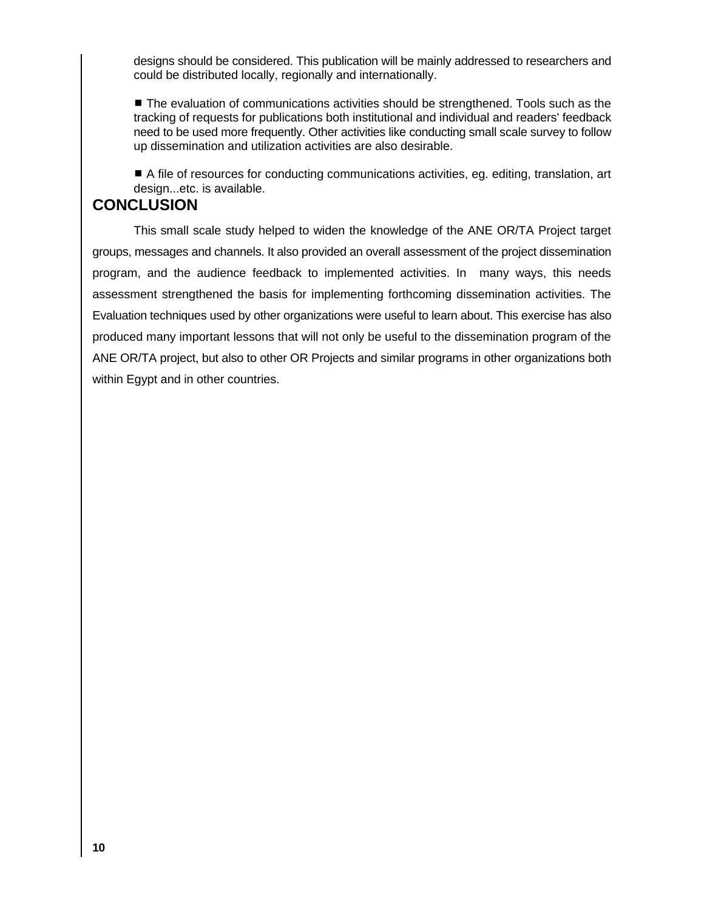designs should be considered. This publication will be mainly addressed to researchers and could be distributed locally, regionally and internationally.

- The evaluation of communications activities should be strengthened. Tools such as the tracking of requests for publications both institutional and individual and readers' feedback need to be used more frequently. Other activities like conducting small scale survey to follow up dissemination and utilization activities are also desirable.

- A file of resources for conducting communications activities, eg. editing, translation, art design...etc. is available.

## CONCLUSION

This small scale study helped to widen the knowledge of the ANE OR/TA Project target groups, messages and channels. It also provided an overall assessment of the project dissemination program, and the audience feedback to implemented activities. In many ways, this needs assessment strengthened the basis for implementing forthcoming dissemination activities. The Evaluation techniques used by other organizations were useful to learn about. This exercise has also produced many important lessons that will not only be useful to the dissemination program of the ANE OR/TA project, but also to other OR Projects and similar programs in other organizations both within Egypt and in other countries.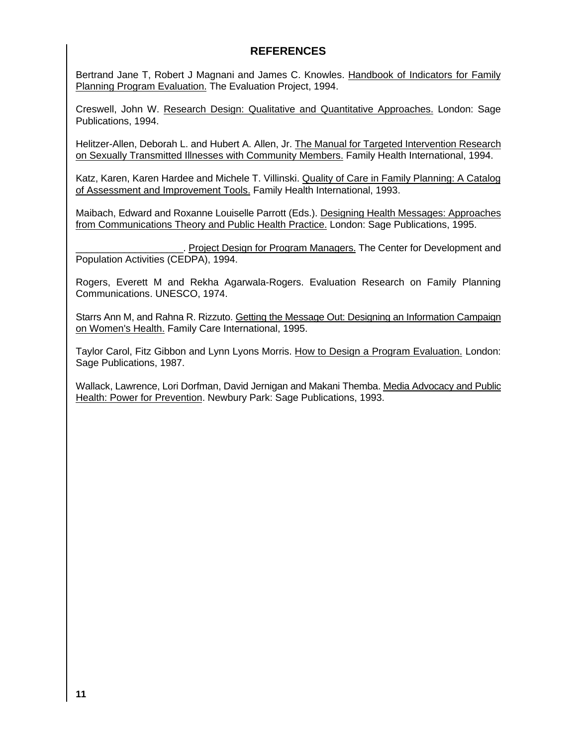## REFERENCES

Bertrand Jane T, Robert J Magnani and James C. Knowles. Handbook of Indicators for Family Planning Program Evaluation. The Evaluation Project, 1994.

Creswell, John W. Research Design: Qualitative and Quantitative Approaches. London: Sage Publications, 1994.

Helitzer-Allen, Deborah L. and Hubert A. Allen, Jr. The Manual for Targeted Intervention Research on Sexually Transmitted Illnesses with Community Members. Family Health International, 1994.

Katz, Karen, Karen Hardee and Michele T. Villinski. Quality of Care in Family Planning: A Catalog of Assessment and Improvement Tools. Family Health International, 1993.

Maibach, Edward and Roxanne Louiselle Parrott (Eds.). Designing Health Messages: Approaches from Communications Theory and Public Health Practice. London: Sage Publications, 1995.

___________________. Project Design for Program Managers. The Center for Development and Population Activities (CEDPA), 1994.

Rogers, Everett M and Rekha Agarwala-Rogers. Evaluation Research on Family Planning Communications. UNESCO, 1974.

Starrs Ann M, and Rahna R. Rizzuto. Getting the Message Out: Designing an Information Campaign on Women's Health. Family Care International, 1995.

Taylor Carol, Fitz Gibbon and Lynn Lyons Morris. How to Design a Program Evaluation. London: Sage Publications, 1987.

Wallack, Lawrence, Lori Dorfman, David Jernigan and Makani Themba. Media Advocacy and Public Health: Power for Prevention. Newbury Park: Sage Publications, 1993.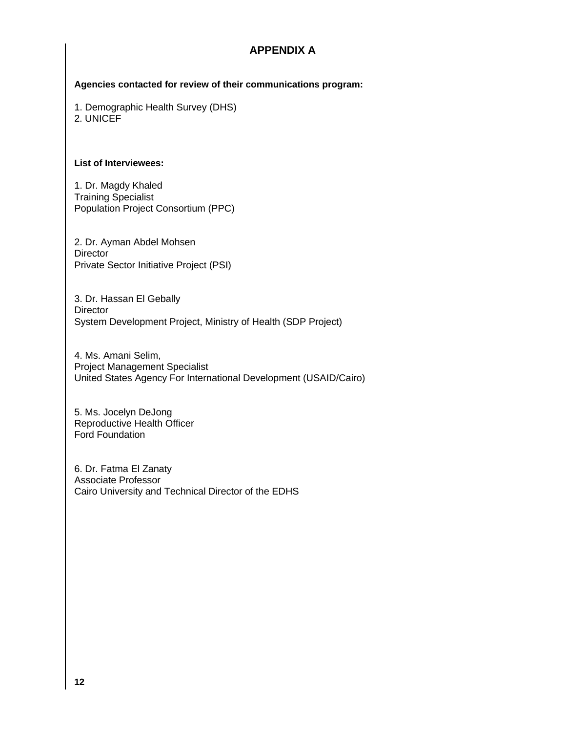# APPENDIX A

**Agencies contacted for review of their communications program:**

1. Demographic Health Survey (DHS)
2. UNICEF

**List of Interviewees:**

1. Dr. Magdy Khaled
Training Specialist
Population Project Consortium (PPC)

2. Dr. Ayman Abdel Mohsen
Director
Private Sector Initiative Project (PSI)

3. Dr. Hassan El Gebally
Director
System Development Project, Ministry of Health (SDP Project)

4. Ms. Amani Selim,
Project Management Specialist
United States Agency For International Development (USAID/Cairo)

5. Ms. Jocelyn DeJong
Reproductive Health Officer
Ford Foundation

6. Dr. Fatma El Zanaty
Associate Professor
Cairo University and Technical Director of the EDHS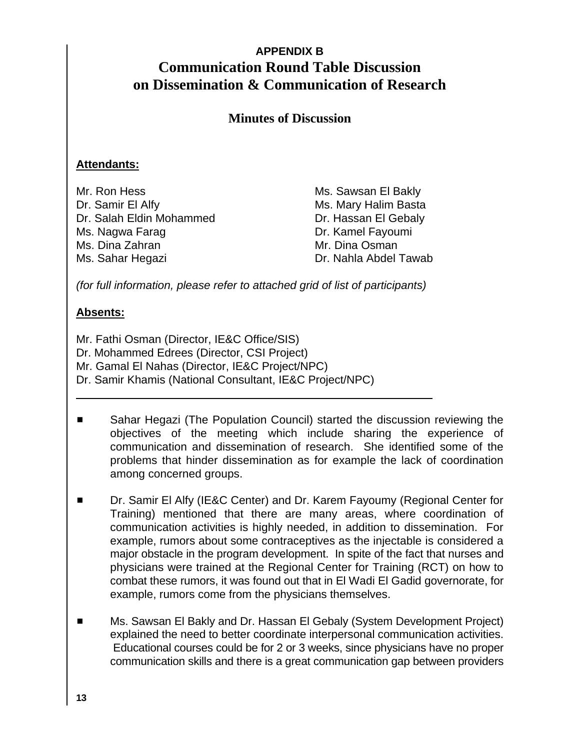**APPENDIX B**

# Communication Round Table Discussion on Dissemination & Communication of Research

## Minutes of Discussion

**Attendants:**

Mr. Ron Hess
Dr. Samir El Alfy
Dr. Salah Eldin Mohammed
Ms. Nagwa Farag
Ms. Dina Zahran
Ms. Sahar Hegazi
Ms. Sawsan El Bakly
Ms. Mary Halim Basta
Dr. Hassan El Gebaly
Dr. Kamel Fayoumi
Mr. Dina Osman
Dr. Nahla Abdel Tawab

*(for full information, please refer to attached grid of list of participants)*

**Absents:**

Mr. Fathi Osman (Director, IE&C Office/SIS)
Dr. Mohammed Edrees (Director, CSI Project)
Mr. Gamal El Nahas (Director, IE&C Project/NPC)
Dr. Samir Khamis (National Consultant, IE&C Project/NPC)

---

- Sahar Hegazi (The Population Council) started the discussion reviewing the objectives of the meeting which include sharing the experience of communication and dissemination of research. She identified some of the problems that hinder dissemination as for example the lack of coordination among concerned groups.

- Dr. Samir El Alfy (IE&C Center) and Dr. Karem Fayoumy (Regional Center for Training) mentioned that there are many areas, where coordination of communication activities is highly needed, in addition to dissemination. For example, rumors about some contraceptives as the injectable is considered a major obstacle in the program development. In spite of the fact that nurses and physicians were trained at the Regional Center for Training (RCT) on how to combat these rumors, it was found out that in El Wadi El Gadid governorate, for example, rumors come from the physicians themselves.

- Ms. Sawsan El Bakly and Dr. Hassan El Gebaly (System Development Project) explained the need to better coordinate interpersonal communication activities. Educational courses could be for 2 or 3 weeks, since physicians have no proper communication skills and there is a great communication gap between providers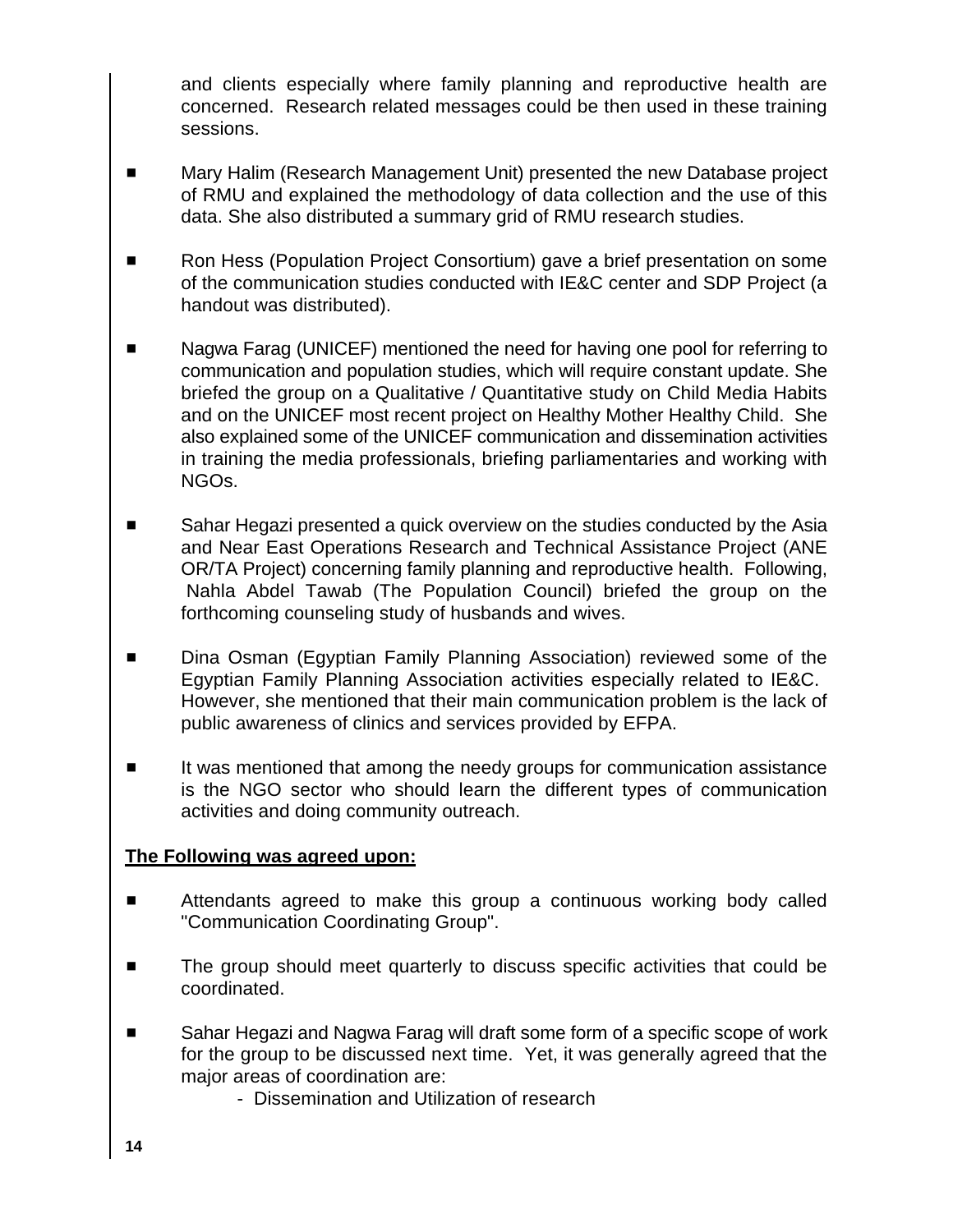and clients especially where family planning and reproductive health are concerned. Research related messages could be then used in these training sessions.

- Mary Halim (Research Management Unit) presented the new Database project of RMU and explained the methodology of data collection and the use of this data. She also distributed a summary grid of RMU research studies.

- Ron Hess (Population Project Consortium) gave a brief presentation on some of the communication studies conducted with IE&C center and SDP Project (a handout was distributed).

- Nagwa Farag (UNICEF) mentioned the need for having one pool for referring to communication and population studies, which will require constant update. She briefed the group on a Qualitative / Quantitative study on Child Media Habits and on the UNICEF most recent project on Healthy Mother Healthy Child. She also explained some of the UNICEF communication and dissemination activities in training the media professionals, briefing parliamentaries and working with NGOs.

- Sahar Hegazi presented a quick overview on the studies conducted by the Asia and Near East Operations Research and Technical Assistance Project (ANE OR/TA Project) concerning family planning and reproductive health. Following, Nahla Abdel Tawab (The Population Council) briefed the group on the forthcoming counseling study of husbands and wives.

- Dina Osman (Egyptian Family Planning Association) reviewed some of the Egyptian Family Planning Association activities especially related to IE&C. However, she mentioned that their main communication problem is the lack of public awareness of clinics and services provided by EFPA.

- It was mentioned that among the needy groups for communication assistance is the NGO sector who should learn the different types of communication activities and doing community outreach.

**The Following was agreed upon:**

- Attendants agreed to make this group a continuous working body called "Communication Coordinating Group".

- The group should meet quarterly to discuss specific activities that could be coordinated.

- Sahar Hegazi and Nagwa Farag will draft some form of a specific scope of work for the group to be discussed next time. Yet, it was generally agreed that the major areas of coordination are:
  - Dissemination and Utilization of research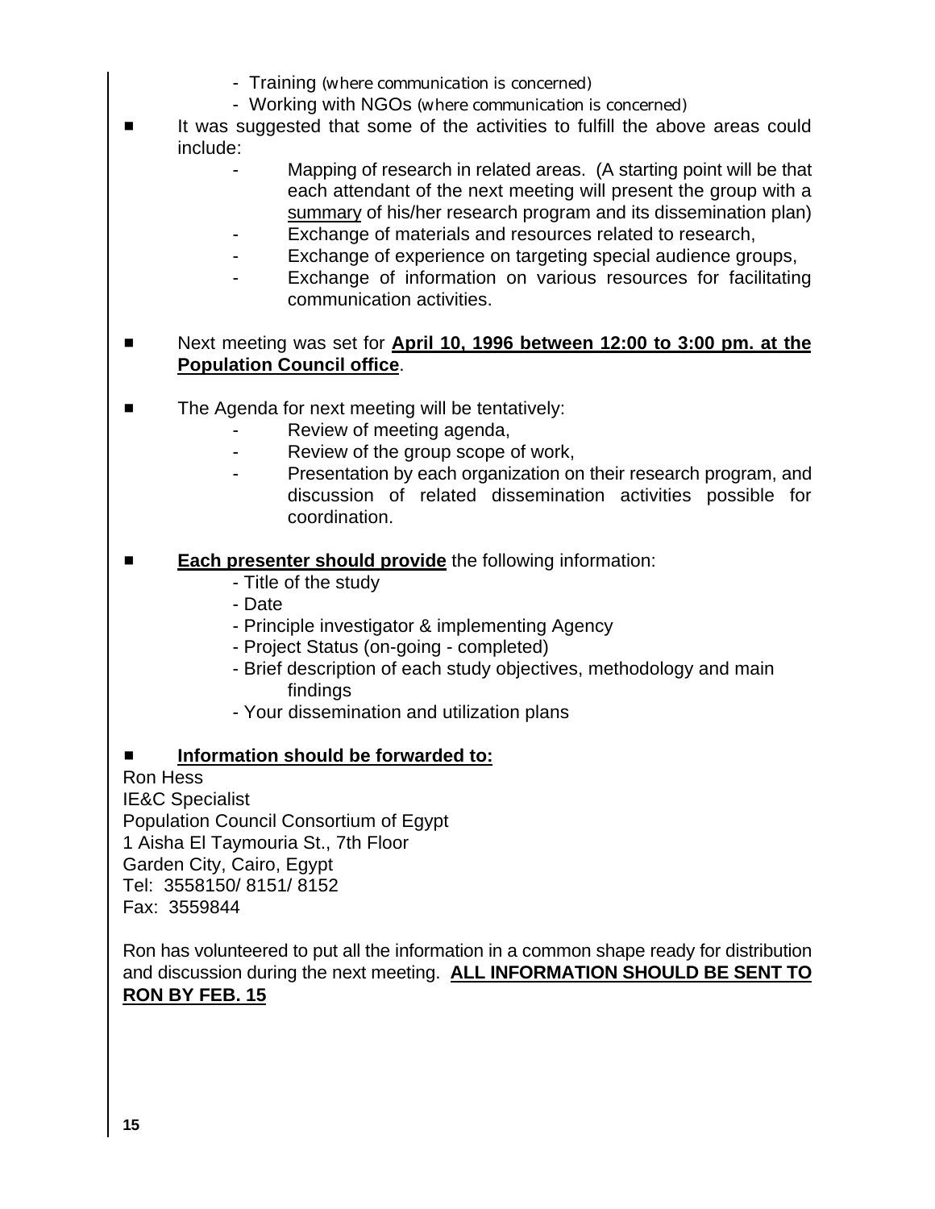- Training (where communication is concerned)
- Working with NGOs (where communication is concerned)

- It was suggested that some of the activities to fulfill the above areas could include:
  - Mapping of research in related areas. (A starting point will be that each attendant of the next meeting will present the group with a summary of his/her research program and its dissemination plan)
  - Exchange of materials and resources related to research,
  - Exchange of experience on targeting special audience groups,
  - Exchange of information on various resources for facilitating communication activities.

- Next meeting was set for **April 10, 1996 between 12:00 to 3:00 pm. at the Population Council office**.

- The Agenda for next meeting will be tentatively:
  - Review of meeting agenda,
  - Review of the group scope of work,
  - Presentation by each organization on their research program, and discussion of related dissemination activities possible for coordination.

- **Each presenter should provide** the following information:
  - Title of the study
  - Date
  - Principle investigator & implementing Agency
  - Project Status (on-going - completed)
  - Brief description of each study objectives, methodology and main findings
  - Your dissemination and utilization plans

- **Information should be forwarded to:**

Ron Hess
IE&C Specialist
Population Council Consortium of Egypt
1 Aisha El Taymouria St., 7th Floor
Garden City, Cairo, Egypt
Tel: 3558150/ 8151/ 8152
Fax: 3559844

Ron has volunteered to put all the information in a common shape ready for distribution and discussion during the next meeting. **ALL INFORMATION SHOULD BE SENT TO RON BY FEB. 15**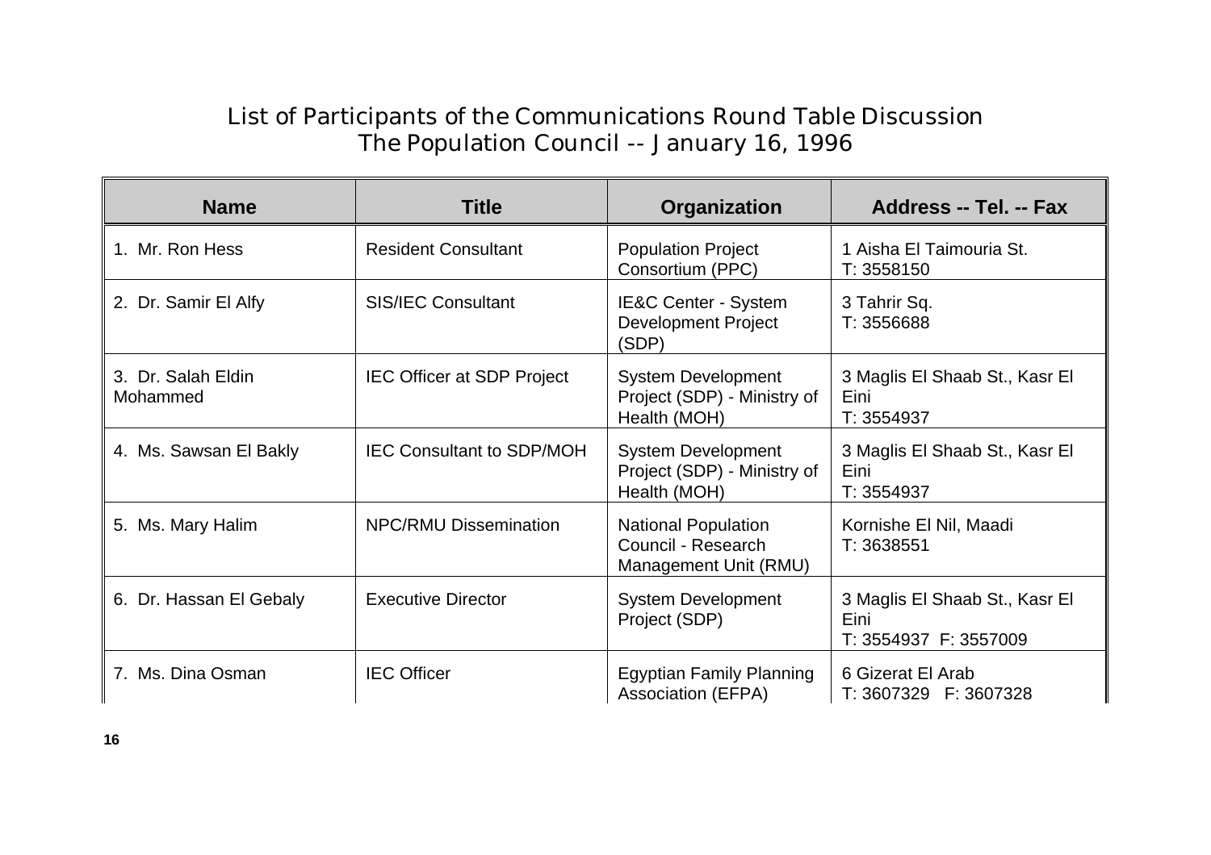# List of Participants of the Communications Round Table Discussion
## The Population Council -- January 16, 1996

| Name | Title | Organization | Address -- Tel. -- Fax |
|---|---|---|---|
| 1. Mr. Ron Hess | Resident Consultant | Population Project Consortium (PPC) | 1 Aisha El Taimouria St.<br>T: 3558150 |
| 2. Dr. Samir El Alfy | SIS/IEC Consultant | IE&C Center - System Development Project (SDP) | 3 Tahrir Sq.<br>T: 3556688 |
| 3. Dr. Salah Eldin Mohammed | IEC Officer at SDP Project | System Development Project (SDP) - Ministry of Health (MOH) | 3 Maglis El Shaab St., Kasr El Eini<br>T: 3554937 |
| 4. Ms. Sawsan El Bakly | IEC Consultant to SDP/MOH | System Development Project (SDP) - Ministry of Health (MOH) | 3 Maglis El Shaab St., Kasr El Eini<br>T: 3554937 |
| 5. Ms. Mary Halim | NPC/RMU Dissemination | National Population Council - Research Management Unit (RMU) | Kornishe El Nil, Maadi<br>T: 3638551 |
| 6. Dr. Hassan El Gebaly | Executive Director | System Development Project (SDP) | 3 Maglis El Shaab St., Kasr El Eini<br>T: 3554937 F: 3557009 |
| 7. Ms. Dina Osman | IEC Officer | Egyptian Family Planning Association (EFPA) | 6 Gizerat El Arab<br>T: 3607329 F: 3607328 |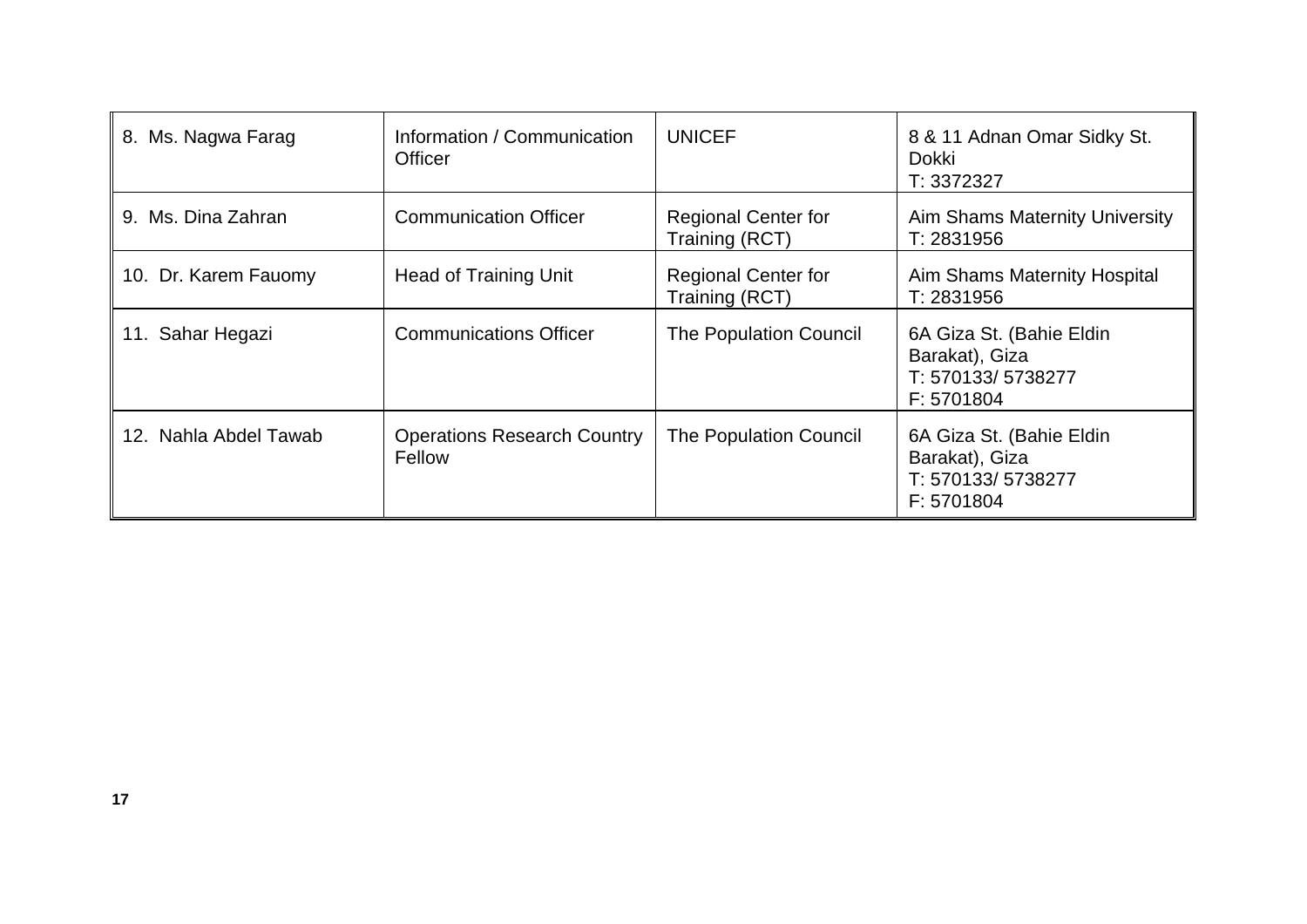| | | | |
|---|---|---|---|
| 8. Ms. Nagwa Farag | Information / Communication Officer | UNICEF | 8 & 11 Adnan Omar Sidky St. Dokki<br>T: 3372327 |
| 9. Ms. Dina Zahran | Communication Officer | Regional Center for Training (RCT) | Aim Shams Maternity University<br>T: 2831956 |
| 10. Dr. Karem Fauomy | Head of Training Unit | Regional Center for Training (RCT) | Aim Shams Maternity Hospital<br>T: 2831956 |
| 11. Sahar Hegazi | Communications Officer | The Population Council | 6A Giza St. (Bahie Eldin Barakat), Giza<br>T: 570133/ 5738277<br>F: 5701804 |
| 12. Nahla Abdel Tawab | Operations Research Country Fellow | The Population Council | 6A Giza St. (Bahie Eldin Barakat), Giza<br>T: 570133/ 5738277<br>F: 5701804 |